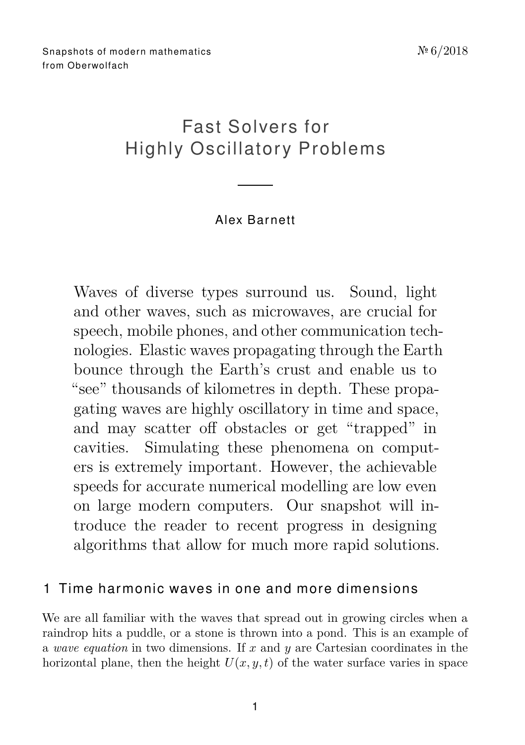Snapshots of modern mathematics from Oberwolfach

№ 6/2018

# Fast Solvers for Highly Oscillatory Problems

Alex Barnett

Waves of diverse types surround us. Sound, light and other waves, such as microwaves, are crucial for speech, mobile phones, and other communication technologies. Elastic waves propagating through the Earth bounce through the Earth's crust and enable us to "see" thousands of kilometres in depth. These propagating waves are highly oscillatory in time and space, and may scatter off obstacles or get "trapped" in cavities. Simulating these phenomena on computers is extremely important. However, the achievable speeds for accurate numerical modelling are low even on large modern computers. Our snapshot will introduce the reader to recent progress in designing algorithms that allow for much more rapid solutions.

## 1 Time harmonic waves in one and more dimensions

We are all familiar with the waves that spread out in growing circles when a raindrop hits a puddle, or a stone is thrown into a pond. This is an example of a *wave equation* in two dimensions. If $x$ and $y$ are Cartesian coordinates in the horizontal plane, then the height $U(x, y, t)$ of the water surface varies in space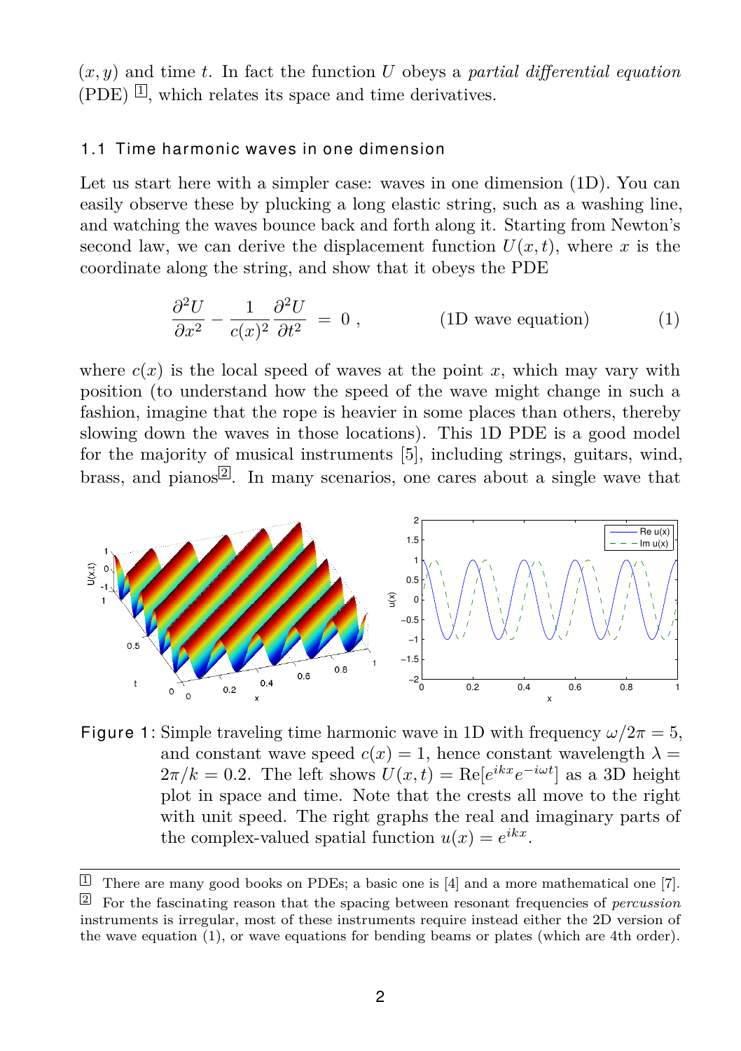$(x, y)$ and time $t$. In fact the function $U$ obeys a *partial differential equation* (PDE) [1], which relates its space and time derivatives.

### 1.1 Time harmonic waves in one dimension

Let us start here with a simpler case: waves in one dimension (1D). You can easily observe these by plucking a long elastic string, such as a washing line, and watching the waves bounce back and forth along it. Starting from Newton's second law, we can derive the displacement function $U(x, t)$, where $x$ is the coordinate along the string, and show that it obeys the PDE

$$\frac{\partial^2 U}{\partial x^2} - \frac{1}{c(x)^2}\frac{\partial^2 U}{\partial t^2} = 0 , \qquad \text{(1D wave equation)} \tag{1}$$

where $c(x)$ is the local speed of waves at the point $x$, which may vary with position (to understand how the speed of the wave might change in such a fashion, imagine that the rope is heavier in some places than others, thereby slowing down the waves in those locations). This 1D PDE is a good model for the majority of musical instruments [5], including strings, guitars, wind, brass, and pianos[2]. In many scenarios, one cares about a single wave that

Figure 1: Simple traveling time harmonic wave in 1D with frequency $\omega/2\pi = 5$, and constant wave speed $c(x) = 1$, hence constant wavelength $\lambda = 2\pi/k = 0.2$. The left shows $U(x,t) = \text{Re}[e^{ikx}e^{-i\omega t}]$ as a 3D height plot in space and time. Note that the crests all move to the right with unit speed. The right graphs the real and imaginary parts of the complex-valued spatial function $u(x) = e^{ikx}$.

[1] There are many good books on PDEs; a basic one is [4] and a more mathematical one [7].

[2] For the fascinating reason that the spacing between resonant frequencies of *percussion* instruments is irregular, most of these instruments require instead either the 2D version of the wave equation (1), or wave equations for bending beams or plates (which are 4th order).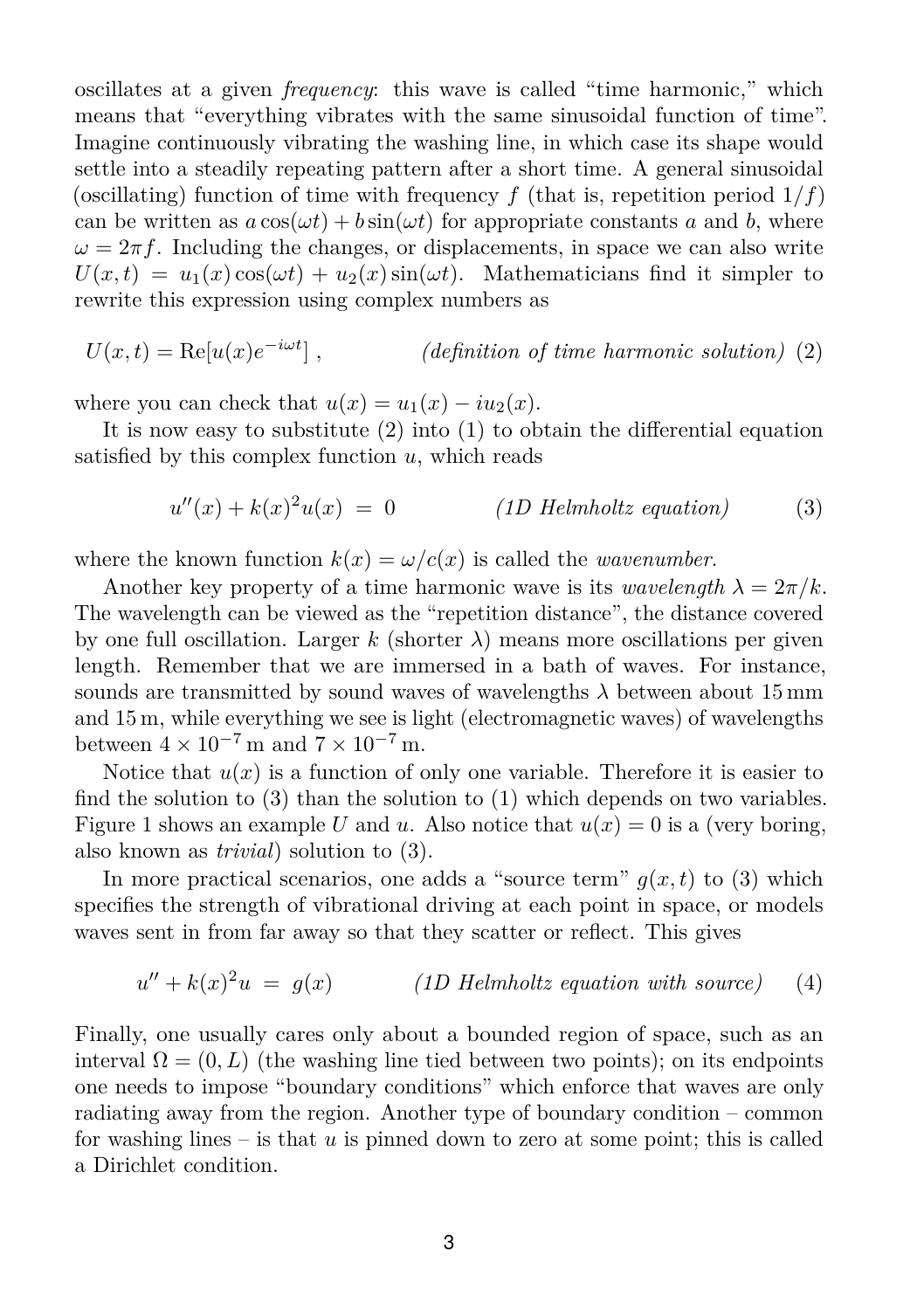oscillates at a given *frequency*: this wave is called "time harmonic," which means that "everything vibrates with the same sinusoidal function of time". Imagine continuously vibrating the washing line, in which case its shape would settle into a steadily repeating pattern after a short time. A general sinusoidal (oscillating) function of time with frequency $f$ (that is, repetition period $1/f$) can be written as $a\cos(\omega t) + b\sin(\omega t)$ for appropriate constants $a$ and $b$, where $\omega = 2\pi f$. Including the changes, or displacements, in space we can also write $U(x,t) = u_1(x)\cos(\omega t) + u_2(x)\sin(\omega t)$. Mathematicians find it simpler to rewrite this expression using complex numbers as

$$U(x,t) = \mathrm{Re}[u(x)e^{-i\omega t}]\,, \qquad \textit{(definition of time harmonic solution)} \quad (2)$$

where you can check that $u(x) = u_1(x) - iu_2(x)$.

It is now easy to substitute (2) into (1) to obtain the differential equation satisfied by this complex function $u$, which reads

$$u''(x) + k(x)^2 u(x) \;=\; 0 \qquad \textit{(1D Helmholtz equation)} \quad (3)$$

where the known function $k(x) = \omega/c(x)$ is called the *wavenumber*.

Another key property of a time harmonic wave is its *wavelength* $\lambda = 2\pi/k$. The wavelength can be viewed as the "repetition distance", the distance covered by one full oscillation. Larger $k$ (shorter $\lambda$) means more oscillations per given length. Remember that we are immersed in a bath of waves. For instance, sounds are transmitted by sound waves of wavelengths $\lambda$ between about 15 mm and 15 m, while everything we see is light (electromagnetic waves) of wavelengths between $4 \times 10^{-7}$ m and $7 \times 10^{-7}$ m.

Notice that $u(x)$ is a function of only one variable. Therefore it is easier to find the solution to (3) than the solution to (1) which depends on two variables. Figure 1 shows an example $U$ and $u$. Also notice that $u(x) = 0$ is a (very boring, also known as *trivial*) solution to (3).

In more practical scenarios, one adds a "source term" $g(x,t)$ to (3) which specifies the strength of vibrational driving at each point in space, or models waves sent in from far away so that they scatter or reflect. This gives

$$u'' + k(x)^2 u \;=\; g(x) \qquad \textit{(1D Helmholtz equation with source)} \quad (4)$$

Finally, one usually cares only about a bounded region of space, such as an interval $\Omega = (0, L)$ (the washing line tied between two points); on its endpoints one needs to impose "boundary conditions" which enforce that waves are only radiating away from the region. Another type of boundary condition – common for washing lines – is that $u$ is pinned down to zero at some point; this is called a Dirichlet condition.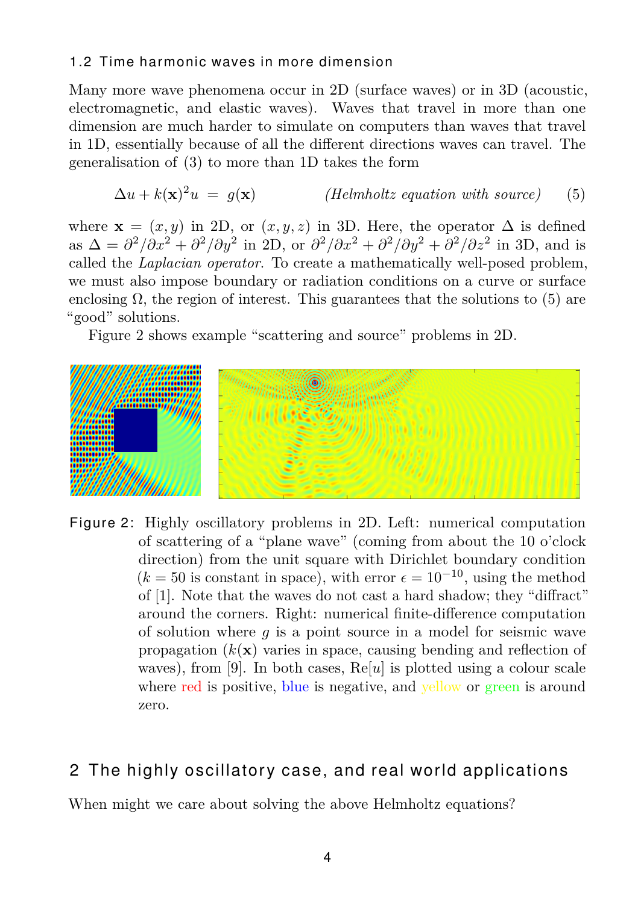### 1.2 Time harmonic waves in more dimension

Many more wave phenomena occur in 2D (surface waves) or in 3D (acoustic, electromagnetic, and elastic waves). Waves that travel in more than one dimension are much harder to simulate on computers than waves that travel in 1D, essentially because of all the different directions waves can travel. The generalisation of (3) to more than 1D takes the form

$$\Delta u + k(\mathbf{x})^2 u \;=\; g(\mathbf{x}) \qquad \textit{(Helmholtz equation with source)} \tag{5}$$

where $\mathbf{x} = (x, y)$ in 2D, or $(x, y, z)$ in 3D. Here, the operator $\Delta$ is defined as $\Delta = \partial^2/\partial x^2 + \partial^2/\partial y^2$ in 2D, or $\partial^2/\partial x^2 + \partial^2/\partial y^2 + \partial^2/\partial z^2$ in 3D, and is called the *Laplacian operator*. To create a mathematically well-posed problem, we must also impose boundary or radiation conditions on a curve or surface enclosing $\Omega$, the region of interest. This guarantees that the solutions to (5) are "good" solutions.

Figure 2 shows example "scattering and source" problems in 2D.

Figure 2: Highly oscillatory problems in 2D. Left: numerical computation of scattering of a "plane wave" (coming from about the 10 o'clock direction) from the unit square with Dirichlet boundary condition ($k = 50$ is constant in space), with error $\epsilon = 10^{-10}$, using the method of [1]. Note that the waves do not cast a hard shadow; they "diffract" around the corners. Right: numerical finite-difference computation of solution where $g$ is a point source in a model for seismic wave propagation ($k(\mathbf{x})$ varies in space, causing bending and reflection of waves), from [9]. In both cases, Re$[u]$ is plotted using a colour scale where red is positive, blue is negative, and yellow or green is around zero.

## 2 The highly oscillatory case, and real world applications

When might we care about solving the above Helmholtz equations?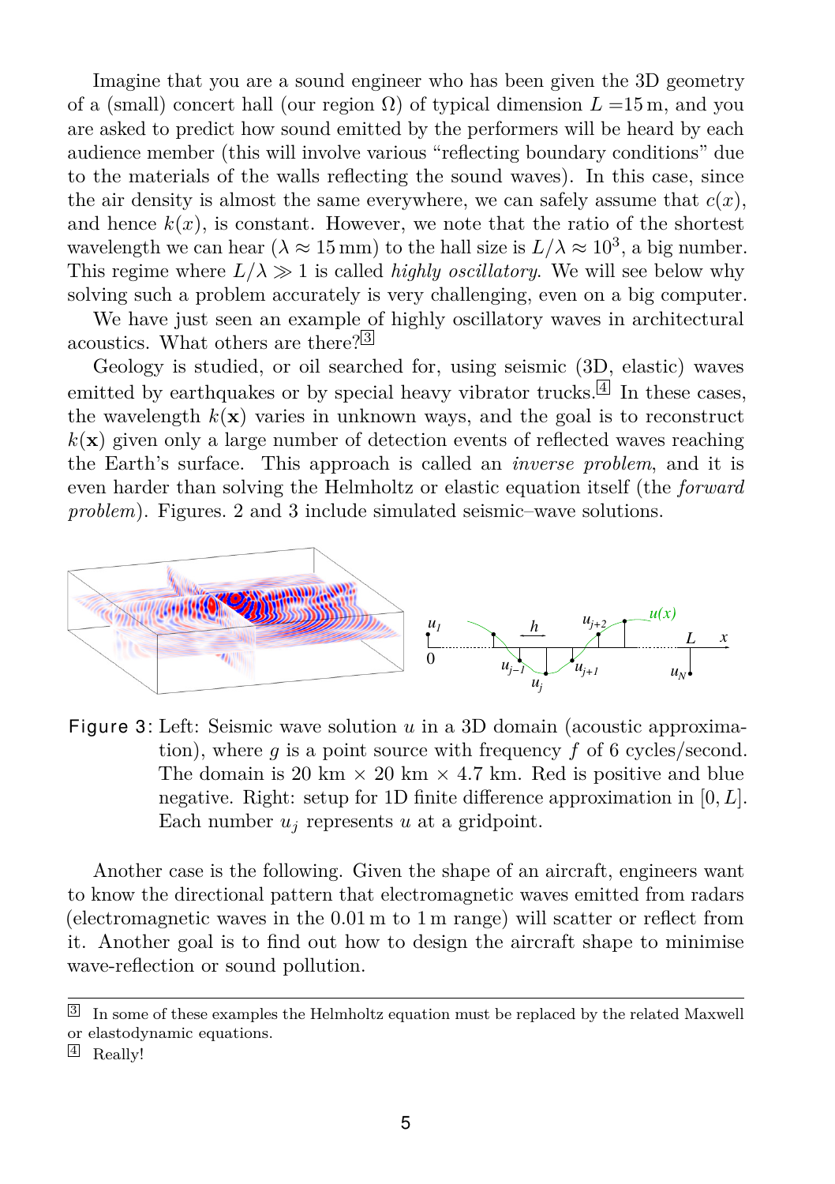Imagine that you are a sound engineer who has been given the 3D geometry of a (small) concert hall (our region $\Omega$) of typical dimension $L = 15\,\text{m}$, and you are asked to predict how sound emitted by the performers will be heard by each audience member (this will involve various "reflecting boundary conditions" due to the materials of the walls reflecting the sound waves). In this case, since the air density is almost the same everywhere, we can safely assume that $c(x)$, and hence $k(x)$, is constant. However, we note that the ratio of the shortest wavelength we can hear ($\lambda \approx 15\,\text{mm}$) to the hall size is $L/\lambda \approx 10^3$, a big number. This regime where $L/\lambda \gg 1$ is called *highly oscillatory*. We will see below why solving such a problem accurately is very challenging, even on a big computer.

We have just seen an example of highly oscillatory waves in architectural acoustics. What others are there?[3]

Geology is studied, or oil searched for, using seismic (3D, elastic) waves emitted by earthquakes or by special heavy vibrator trucks.[4] In these cases, the wavelength $k(\mathbf{x})$ varies in unknown ways, and the goal is to reconstruct $k(\mathbf{x})$ given only a large number of detection events of reflected waves reaching the Earth's surface. This approach is called an *inverse problem*, and it is even harder than solving the Helmholtz or elastic equation itself (the *forward problem*). Figures. 2 and 3 include simulated seismic–wave solutions.

Figure 3: Left: Seismic wave solution $u$ in a 3D domain (acoustic approximation), where $g$ is a point source with frequency $f$ of 6 cycles/second. The domain is 20 km $\times$ 20 km $\times$ 4.7 km. Red is positive and blue negative. Right: setup for 1D finite difference approximation in $[0, L]$. Each number $u_j$ represents $u$ at a gridpoint.

Another case is the following. Given the shape of an aircraft, engineers want to know the directional pattern that electromagnetic waves emitted from radars (electromagnetic waves in the 0.01 m to 1 m range) will scatter or reflect from it. Another goal is to find out how to design the aircraft shape to minimise wave-reflection or sound pollution.

---

[3] In some of these examples the Helmholtz equation must be replaced by the related Maxwell or elastodynamic equations.

[4] Really!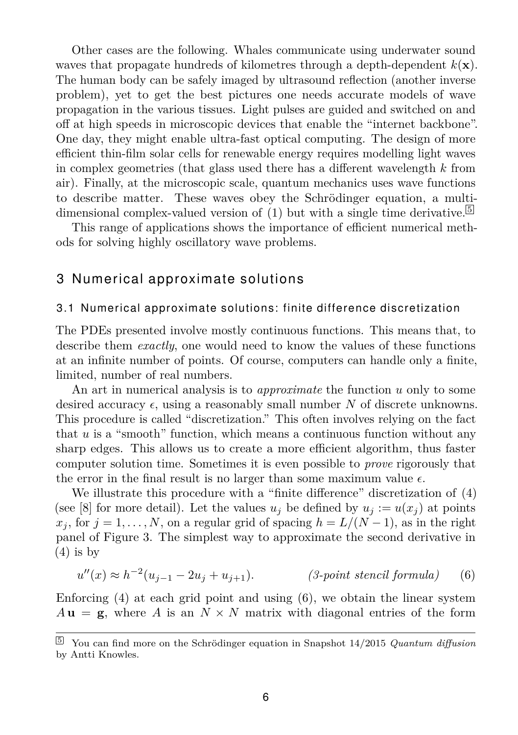Other cases are the following. Whales communicate using underwater sound waves that propagate hundreds of kilometres through a depth-dependent $k(\mathbf{x})$. The human body can be safely imaged by ultrasound reflection (another inverse problem), yet to get the best pictures one needs accurate models of wave propagation in the various tissues. Light pulses are guided and switched on and off at high speeds in microscopic devices that enable the "internet backbone". One day, they might enable ultra-fast optical computing. The design of more efficient thin-film solar cells for renewable energy requires modelling light waves in complex geometries (that glass used there has a different wavelength $k$ from air). Finally, at the microscopic scale, quantum mechanics uses wave functions to describe matter. These waves obey the Schrödinger equation, a multi-dimensional complex-valued version of (1) but with a single time derivative.[5]

This range of applications shows the importance of efficient numerical methods for solving highly oscillatory wave problems.

## 3 Numerical approximate solutions

### 3.1 Numerical approximate solutions: finite difference discretization

The PDEs presented involve mostly continuous functions. This means that, to describe them *exactly*, one would need to know the values of these functions at an infinite number of points. Of course, computers can handle only a finite, limited, number of real numbers.

An art in numerical analysis is to *approximate* the function $u$ only to some desired accuracy $\epsilon$, using a reasonably small number $N$ of discrete unknowns. This procedure is called "discretization." This often involves relying on the fact that $u$ is a "smooth" function, which means a continuous function without any sharp edges. This allows us to create a more efficient algorithm, thus faster computer solution time. Sometimes it is even possible to *prove* rigorously that the error in the final result is no larger than some maximum value $\epsilon$.

We illustrate this procedure with a "finite difference" discretization of (4) (see [8] for more detail). Let the values $u_j$ be defined by $u_j := u(x_j)$ at points $x_j$, for $j = 1, \ldots, N$, on a regular grid of spacing $h = L/(N-1)$, as in the right panel of Figure 3. The simplest way to approximate the second derivative in (4) is by

$$u''(x) \approx h^{-2}(u_{j-1} - 2u_j + u_{j+1}). \qquad \textit{(3-point stencil formula)} \qquad (6)$$

Enforcing (4) at each grid point and using (6), we obtain the linear system $A\,\mathbf{u} = \mathbf{g}$, where $A$ is an $N \times N$ matrix with diagonal entries of the form

[5] You can find more on the Schrödinger equation in Snapshot 14/2015 *Quantum diffusion* by Antti Knowles.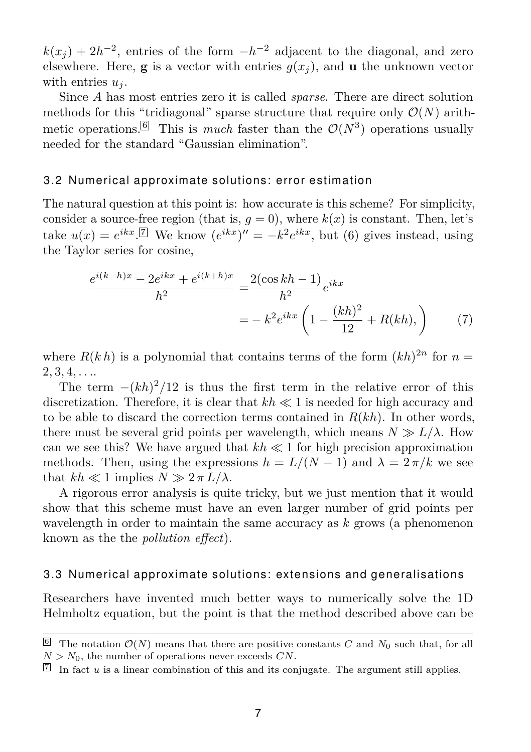$k(x_j) + 2h^{-2}$, entries of the form $-h^{-2}$ adjacent to the diagonal, and zero elsewhere. Here, $\mathbf{g}$ is a vector with entries $g(x_j)$, and $\mathbf{u}$ the unknown vector with entries $u_j$.

Since $A$ has most entries zero it is called *sparse*. There are direct solution methods for this "tridiagonal" sparse structure that require only $\mathcal{O}(N)$ arithmetic operations.[6] This is *much* faster than the $\mathcal{O}(N^3)$ operations usually needed for the standard "Gaussian elimination".

## 3.2 Numerical approximate solutions: error estimation

The natural question at this point is: how accurate is this scheme? For simplicity, consider a source-free region (that is, $g = 0$), where $k(x)$ is constant. Then, let's take $u(x) = e^{ikx}$.[7] We know $(e^{ikx})'' = -k^2 e^{ikx}$, but (6) gives instead, using the Taylor series for cosine,

$$\begin{aligned} \frac{e^{i(k-h)x} - 2e^{ikx} + e^{i(k+h)x}}{h^2} =& \frac{2(\cos kh - 1)}{h^2} e^{ikx} \\ =& -k^2 e^{ikx} \left( 1 - \frac{(kh)^2}{12} + R(kh), \right) \end{aligned} \tag{7}$$

where $R(k\,h)$ is a polynomial that contains terms of the form $(kh)^{2n}$ for $n = 2, 3, 4, \ldots$.

The term $-(kh)^2/12$ is thus the first term in the relative error of this discretization. Therefore, it is clear that $kh \ll 1$ is needed for high accuracy and to be able to discard the correction terms contained in $R(kh)$. In other words, there must be several grid points per wavelength, which means $N \gg L/\lambda$. How can we see this? We have argued that $kh \ll 1$ for high precision approximation methods. Then, using the expressions $h = L/(N-1)$ and $\lambda = 2\pi/k$ we see that $kh \ll 1$ implies $N \gg 2\pi L/\lambda$.

A rigorous error analysis is quite tricky, but we just mention that it would show that this scheme must have an even larger number of grid points per wavelength in order to maintain the same accuracy as $k$ grows (a phenomenon known as the the *pollution effect*).

## 3.3 Numerical approximate solutions: extensions and generalisations

Researchers have invented much better ways to numerically solve the 1D Helmholtz equation, but the point is that the method described above can be

---

[6] The notation $\mathcal{O}(N)$ means that there are positive constants $C$ and $N_0$ such that, for all $N > N_0$, the number of operations never exceeds $CN$.

[7] In fact $u$ is a linear combination of this and its conjugate. The argument still applies.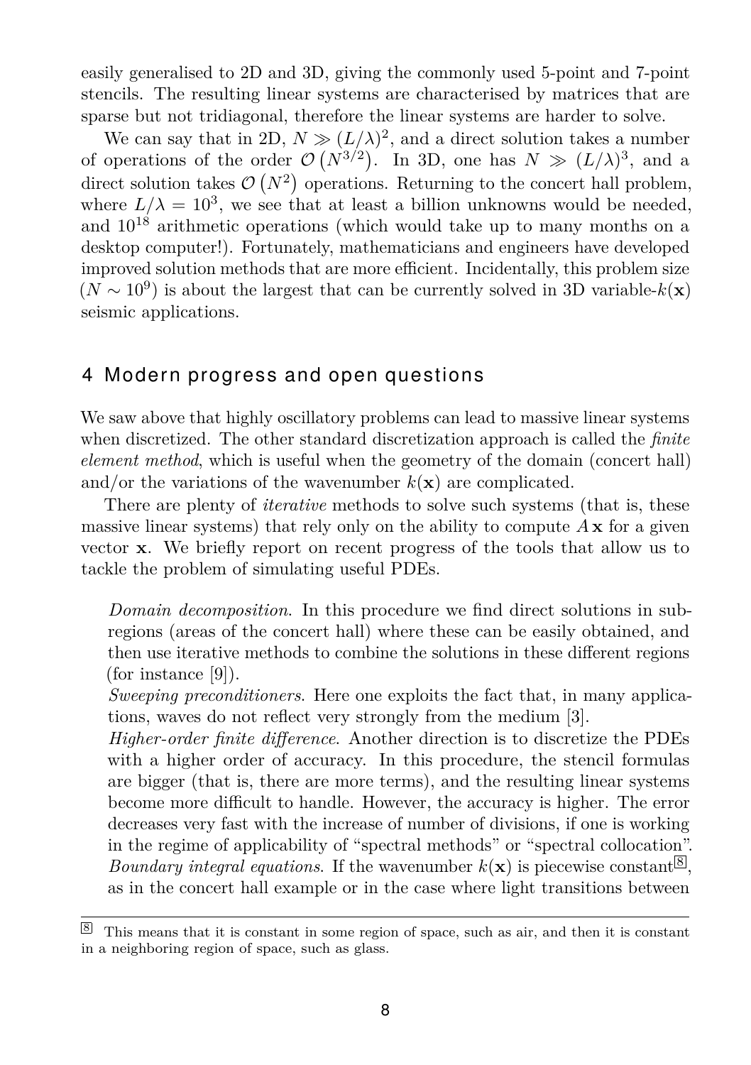easily generalised to 2D and 3D, giving the commonly used 5-point and 7-point stencils. The resulting linear systems are characterised by matrices that are sparse but not tridiagonal, therefore the linear systems are harder to solve.

We can say that in 2D, $N \gg (L/\lambda)^2$, and a direct solution takes a number of operations of the order $\mathcal{O}\left(N^{3/2}\right)$. In 3D, one has $N \gg (L/\lambda)^3$, and a direct solution takes $\mathcal{O}\left(N^2\right)$ operations. Returning to the concert hall problem, where $L/\lambda = 10^3$, we see that at least a billion unknowns would be needed, and $10^{18}$ arithmetic operations (which would take up to many months on a desktop computer!). Fortunately, mathematicians and engineers have developed improved solution methods that are more efficient. Incidentally, this problem size ($N \sim 10^9$) is about the largest that can be currently solved in 3D variable-$k(\mathbf{x})$ seismic applications.

## 4 Modern progress and open questions

We saw above that highly oscillatory problems can lead to massive linear systems when discretized. The other standard discretization approach is called the *finite element method*, which is useful when the geometry of the domain (concert hall) and/or the variations of the wavenumber $k(\mathbf{x})$ are complicated.

There are plenty of *iterative* methods to solve such systems (that is, these massive linear systems) that rely only on the ability to compute $A\,\mathbf{x}$ for a given vector $\mathbf{x}$. We briefly report on recent progress of the tools that allow us to tackle the problem of simulating useful PDEs.

*Domain decomposition.* In this procedure we find direct solutions in subregions (areas of the concert hall) where these can be easily obtained, and then use iterative methods to combine the solutions in these different regions (for instance [9]).

*Sweeping preconditioners.* Here one exploits the fact that, in many applications, waves do not reflect very strongly from the medium [3].

*Higher-order finite difference.* Another direction is to discretize the PDEs with a higher order of accuracy. In this procedure, the stencil formulas are bigger (that is, there are more terms), and the resulting linear systems become more difficult to handle. However, the accuracy is higher. The error decreases very fast with the increase of number of divisions, if one is working in the regime of applicability of "spectral methods" or "spectral collocation".

*Boundary integral equations.* If the wavenumber $k(\mathbf{x})$ is piecewise constant[8], as in the concert hall example or in the case where light transitions between

[8] This means that it is constant in some region of space, such as air, and then it is constant in a neighboring region of space, such as glass.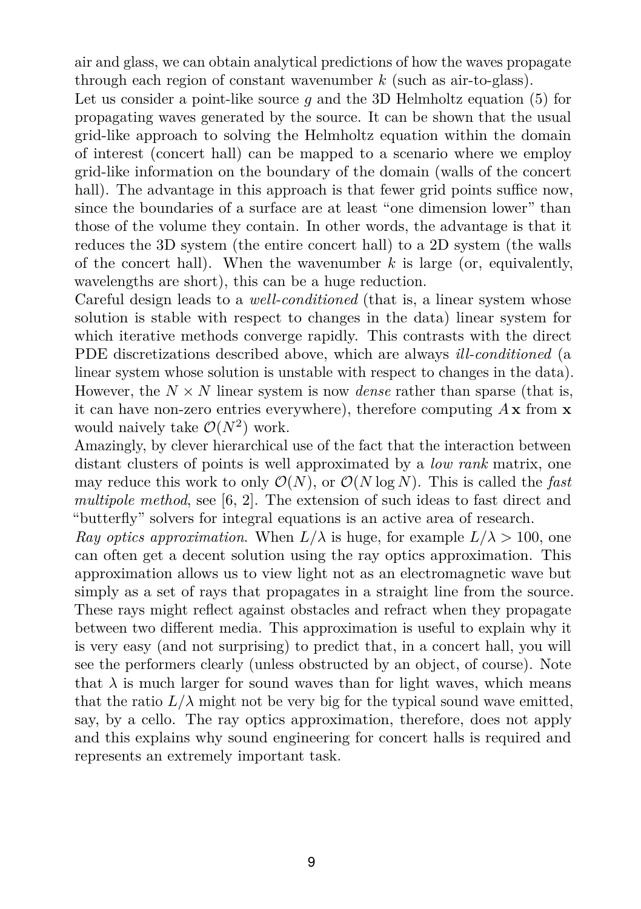air and glass, we can obtain analytical predictions of how the waves propagate through each region of constant wavenumber $k$ (such as air-to-glass).

Let us consider a point-like source $g$ and the 3D Helmholtz equation (5) for propagating waves generated by the source. It can be shown that the usual grid-like approach to solving the Helmholtz equation within the domain of interest (concert hall) can be mapped to a scenario where we employ grid-like information on the boundary of the domain (walls of the concert hall). The advantage in this approach is that fewer grid points suffice now, since the boundaries of a surface are at least "one dimension lower" than those of the volume they contain. In other words, the advantage is that it reduces the 3D system (the entire concert hall) to a 2D system (the walls of the concert hall). When the wavenumber $k$ is large (or, equivalently, wavelengths are short), this can be a huge reduction.

Careful design leads to a *well-conditioned* (that is, a linear system whose solution is stable with respect to changes in the data) linear system for which iterative methods converge rapidly. This contrasts with the direct PDE discretizations described above, which are always *ill-conditioned* (a linear system whose solution is unstable with respect to changes in the data). However, the $N \times N$ linear system is now *dense* rather than sparse (that is, it can have non-zero entries everywhere), therefore computing $A\mathbf{x}$ from $\mathbf{x}$ would naively take $\mathcal{O}(N^2)$ work.

Amazingly, by clever hierarchical use of the fact that the interaction between distant clusters of points is well approximated by a *low rank* matrix, one may reduce this work to only $\mathcal{O}(N)$, or $\mathcal{O}(N \log N)$. This is called the *fast multipole method*, see [6, 2]. The extension of such ideas to fast direct and "butterfly" solvers for integral equations is an active area of research.

*Ray optics approximation.* When $L/\lambda$ is huge, for example $L/\lambda > 100$, one can often get a decent solution using the ray optics approximation. This approximation allows us to view light not as an electromagnetic wave but simply as a set of rays that propagates in a straight line from the source. These rays might reflect against obstacles and refract when they propagate between two different media. This approximation is useful to explain why it is very easy (and not surprising) to predict that, in a concert hall, you will see the performers clearly (unless obstructed by an object, of course). Note that $\lambda$ is much larger for sound waves than for light waves, which means that the ratio $L/\lambda$ might not be very big for the typical sound wave emitted, say, by a cello. The ray optics approximation, therefore, does not apply and this explains why sound engineering for concert halls is required and represents an extremely important task.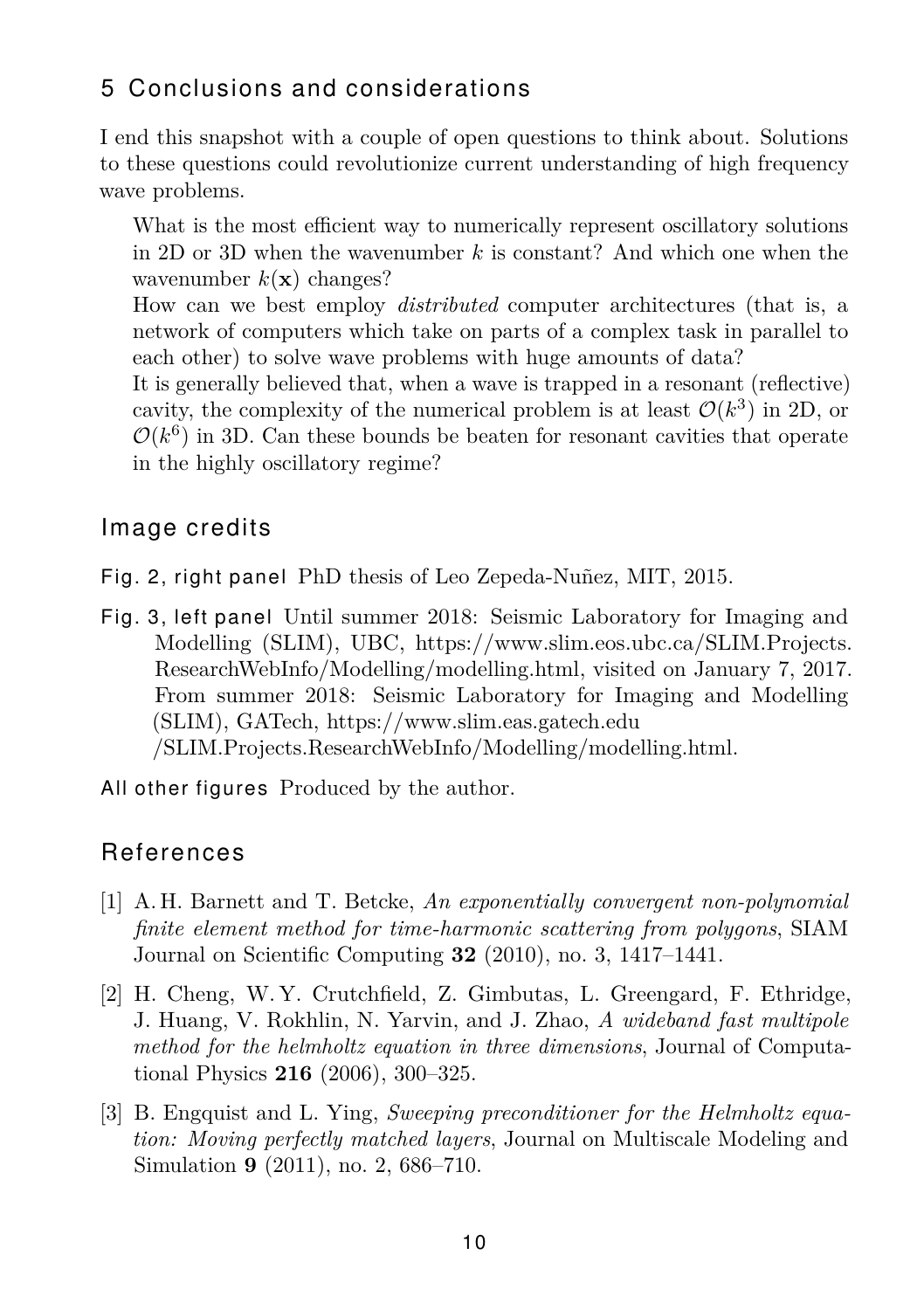## 5 Conclusions and considerations

I end this snapshot with a couple of open questions to think about. Solutions to these questions could revolutionize current understanding of high frequency wave problems.

What is the most efficient way to numerically represent oscillatory solutions in 2D or 3D when the wavenumber $k$ is constant? And which one when the wavenumber $k(\mathbf{x})$ changes?

How can we best employ *distributed* computer architectures (that is, a network of computers which take on parts of a complex task in parallel to each other) to solve wave problems with huge amounts of data?

It is generally believed that, when a wave is trapped in a resonant (reflective) cavity, the complexity of the numerical problem is at least $\mathcal{O}(k^3)$ in 2D, or $\mathcal{O}(k^6)$ in 3D. Can these bounds be beaten for resonant cavities that operate in the highly oscillatory regime?

## Image credits

Fig. 2, right panel PhD thesis of Leo Zepeda-Nuñez, MIT, 2015.

Fig. 3, left panel Until summer 2018: Seismic Laboratory for Imaging and Modelling (SLIM), UBC, https://www.slim.eos.ubc.ca/SLIM.Projects.ResearchWebInfo/Modelling/modelling.html, visited on January 7, 2017. From summer 2018: Seismic Laboratory for Imaging and Modelling (SLIM), GATech, https://www.slim.eas.gatech.edu/SLIM.Projects.ResearchWebInfo/Modelling/modelling.html.

All other figures Produced by the author.

## References

[1] A. H. Barnett and T. Betcke, *An exponentially convergent non-polynomial finite element method for time-harmonic scattering from polygons*, SIAM Journal on Scientific Computing **32** (2010), no. 3, 1417–1441.

[2] H. Cheng, W. Y. Crutchfield, Z. Gimbutas, L. Greengard, F. Ethridge, J. Huang, V. Rokhlin, N. Yarvin, and J. Zhao, *A wideband fast multipole method for the helmholtz equation in three dimensions*, Journal of Computational Physics **216** (2006), 300–325.

[3] B. Engquist and L. Ying, *Sweeping preconditioner for the Helmholtz equation: Moving perfectly matched layers*, Journal on Multiscale Modeling and Simulation **9** (2011), no. 2, 686–710.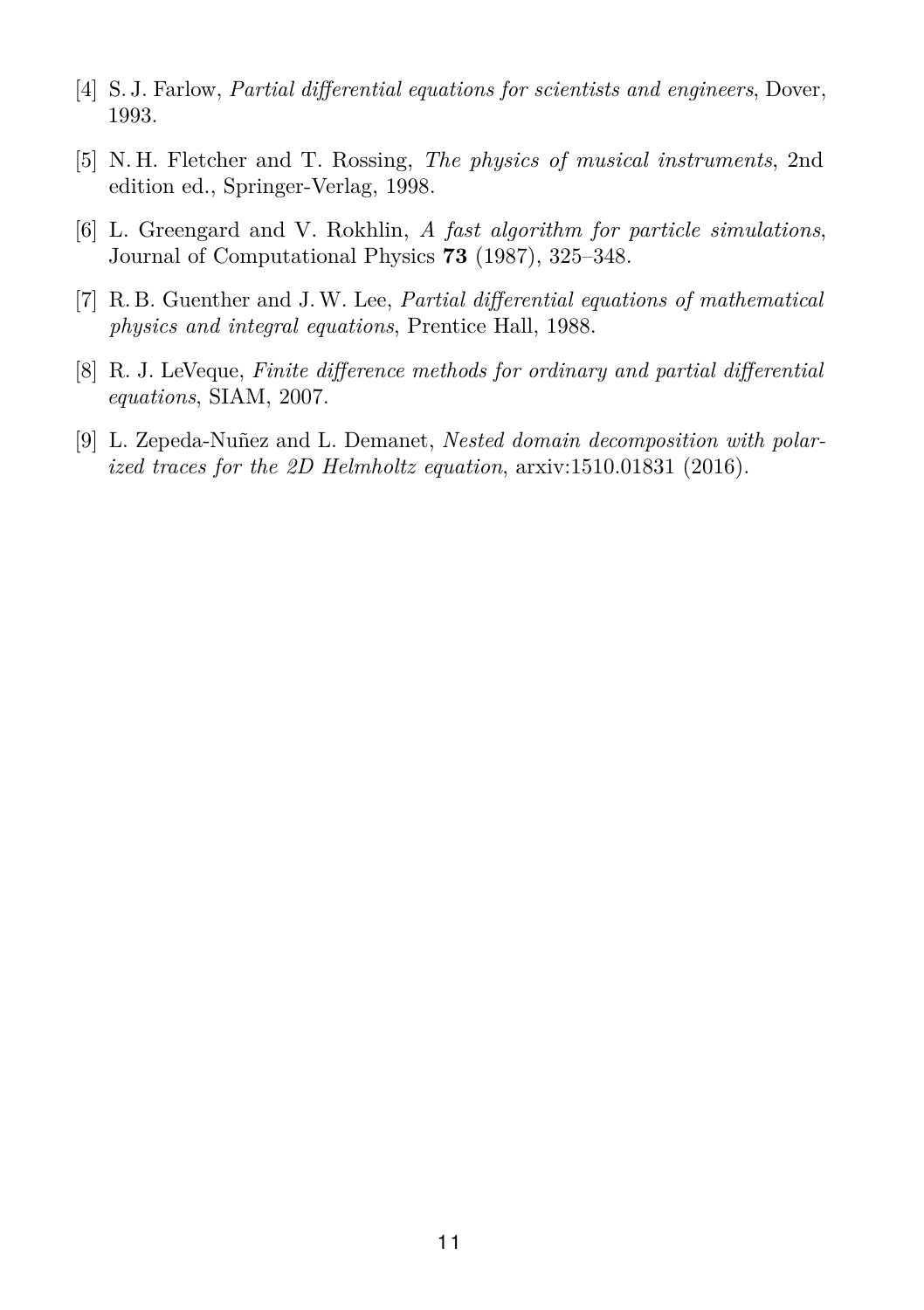[4] S. J. Farlow, *Partial differential equations for scientists and engineers*, Dover, 1993.

[5] N. H. Fletcher and T. Rossing, *The physics of musical instruments*, 2nd edition ed., Springer-Verlag, 1998.

[6] L. Greengard and V. Rokhlin, *A fast algorithm for particle simulations*, Journal of Computational Physics **73** (1987), 325–348.

[7] R. B. Guenther and J. W. Lee, *Partial differential equations of mathematical physics and integral equations*, Prentice Hall, 1988.

[8] R. J. LeVeque, *Finite difference methods for ordinary and partial differential equations*, SIAM, 2007.

[9] L. Zepeda-Nuñez and L. Demanet, *Nested domain decomposition with polarized traces for the 2D Helmholtz equation*, arxiv:1510.01831 (2016).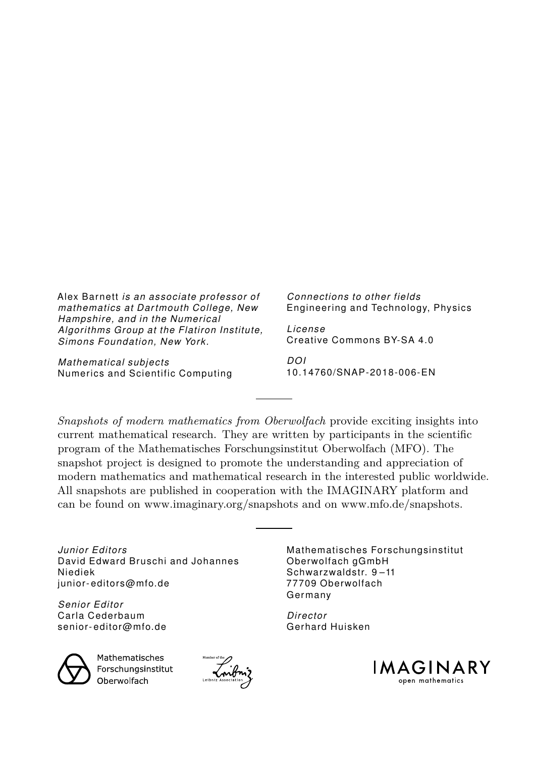Alex Barnett *is an associate professor of mathematics at Dartmouth College, New Hampshire, and in the Numerical Algorithms Group at the Flatiron Institute, Simons Foundation, New York.*

*Mathematical subjects*
Numerics and Scientific Computing

*Connections to other fields*
Engineering and Technology, Physics

*License*
Creative Commons BY-SA 4.0

*DOI*
10.14760/SNAP-2018-006-EN

---

*Snapshots of modern mathematics from Oberwolfach* provide exciting insights into current mathematical research. They are written by participants in the scientific program of the Mathematisches Forschungsinstitut Oberwolfach (MFO). The snapshot project is designed to promote the understanding and appreciation of modern mathematics and mathematical research in the interested public worldwide. All snapshots are published in cooperation with the IMAGINARY platform and can be found on www.imaginary.org/snapshots and on www.mfo.de/snapshots.

---

*Junior Editors*
David Edward Bruschi and Johannes Niediek
junior-editors@mfo.de

*Senior Editor*
Carla Cederbaum
senior-editor@mfo.de

Mathematisches Forschungsinstitut Oberwolfach gGmbH
Schwarzwaldstr. 9 – 11
77709 Oberwolfach
Germany

*Director*
Gerhard Huisken

Mathematisches Forschungsinstitut Oberwolfach

Member of the Leibniz Association

IMAGINARY open mathematics